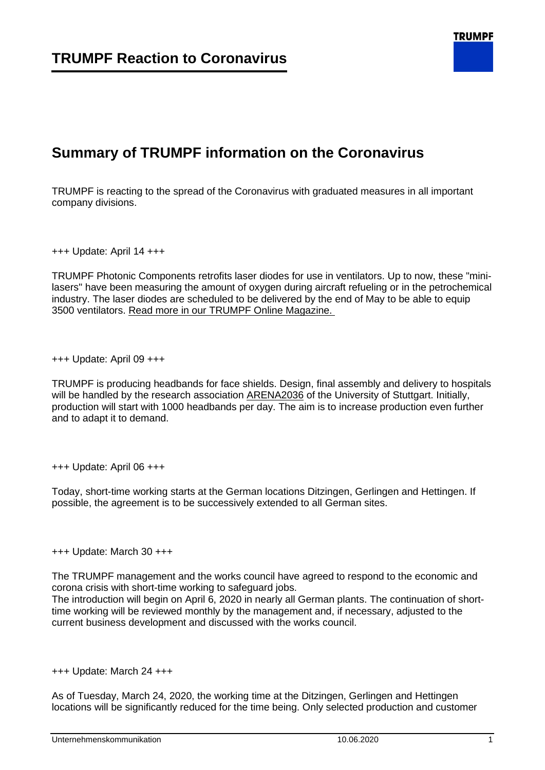# TRUMPF Reaction to Coronavirus

## Summary of TRUMPF information on the Coronavirus

TRUMPF is reacting to the spread of the Coronavirus with graduated measures in all important company divisions.

+++ Update: April 14 +++

TRUMPF Photonic Components retrofits laser diodes for use in ventilators. Up to now, these "mini-lasers" have been measuring the amount of oxygen during aircraft refueling or in the petrochemical industry. The laser diodes are scheduled to be delivered by the end of May to be able to equip 3500 ventilators. Read more in our TRUMPF Online Magazine.

+++ Update: April 09 +++

TRUMPF is producing headbands for face shields. Design, final assembly and delivery to hospitals will be handled by the research association ARENA2036 of the University of Stuttgart. Initially, production will start with 1000 headbands per day. The aim is to increase production even further and to adapt it to demand.

+++ Update: April 06 +++

Today, short-time working starts at the German locations Ditzingen, Gerlingen and Hettingen. If possible, the agreement is to be successively extended to all German sites.

+++ Update: March 30 +++

The TRUMPF management and the works council have agreed to respond to the economic and corona crisis with short-time working to safeguard jobs.
The introduction will begin on April 6, 2020 in nearly all German plants. The continuation of short-time working will be reviewed monthly by the management and, if necessary, adjusted to the current business development and discussed with the works council.

+++ Update: March 24 +++

As of Tuesday, March 24, 2020, the working time at the Ditzingen, Gerlingen and Hettingen locations will be significantly reduced for the time being. Only selected production and customer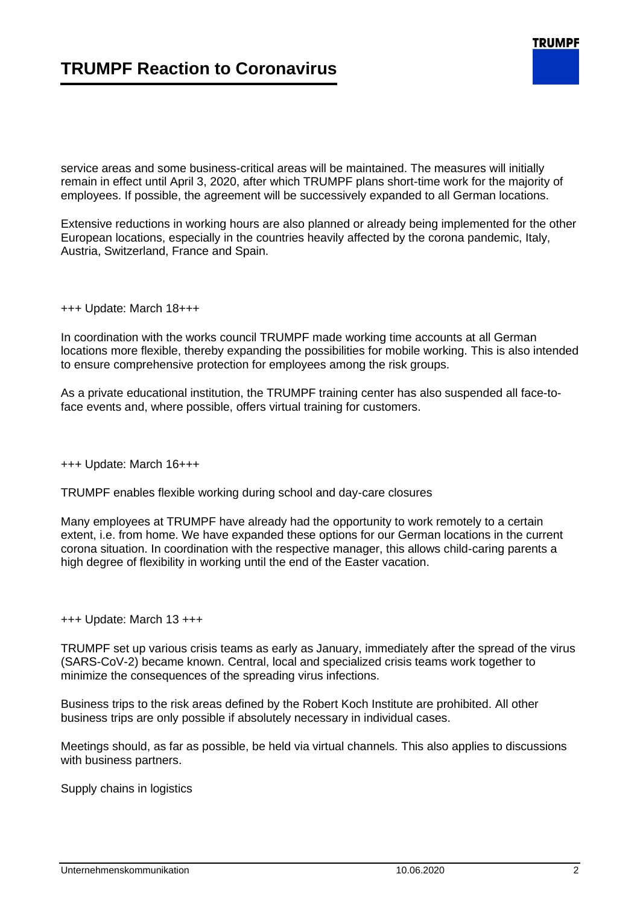service areas and some business-critical areas will be maintained. The measures will initially remain in effect until April 3, 2020, after which TRUMPF plans short-time work for the majority of employees. If possible, the agreement will be successively expanded to all German locations.

Extensive reductions in working hours are also planned or already being implemented for the other European locations, especially in the countries heavily affected by the corona pandemic, Italy, Austria, Switzerland, France and Spain.

+++ Update: March 18+++

In coordination with the works council TRUMPF made working time accounts at all German locations more flexible, thereby expanding the possibilities for mobile working. This is also intended to ensure comprehensive protection for employees among the risk groups.

As a private educational institution, the TRUMPF training center has also suspended all face-to-face events and, where possible, offers virtual training for customers.

+++ Update: March 16+++

TRUMPF enables flexible working during school and day-care closures

Many employees at TRUMPF have already had the opportunity to work remotely to a certain extent, i.e. from home. We have expanded these options for our German locations in the current corona situation. In coordination with the respective manager, this allows child-caring parents a high degree of flexibility in working until the end of the Easter vacation.

+++ Update: March 13 +++

TRUMPF set up various crisis teams as early as January, immediately after the spread of the virus (SARS-CoV-2) became known. Central, local and specialized crisis teams work together to minimize the consequences of the spreading virus infections.

Business trips to the risk areas defined by the Robert Koch Institute are prohibited. All other business trips are only possible if absolutely necessary in individual cases.

Meetings should, as far as possible, be held via virtual channels. This also applies to discussions with business partners.

Supply chains in logistics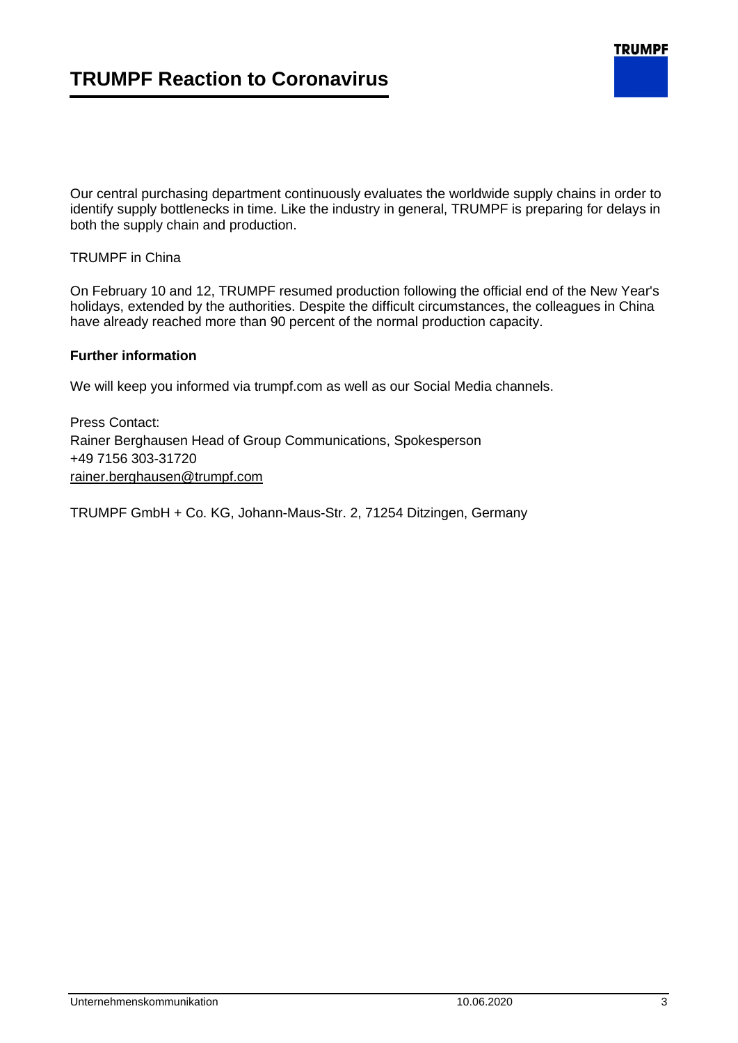Our central purchasing department continuously evaluates the worldwide supply chains in order to identify supply bottlenecks in time. Like the industry in general, TRUMPF is preparing for delays in both the supply chain and production.

TRUMPF in China

On February 10 and 12, TRUMPF resumed production following the official end of the New Year's holidays, extended by the authorities. Despite the difficult circumstances, the colleagues in China have already reached more than 90 percent of the normal production capacity.

**Further information**

We will keep you informed via trumpf.com as well as our Social Media channels.

Press Contact:
Rainer Berghausen Head of Group Communications, Spokesperson
+49 7156 303-31720
rainer.berghausen@trumpf.com

TRUMPF GmbH + Co. KG, Johann-Maus-Str. 2, 71254 Ditzingen, Germany